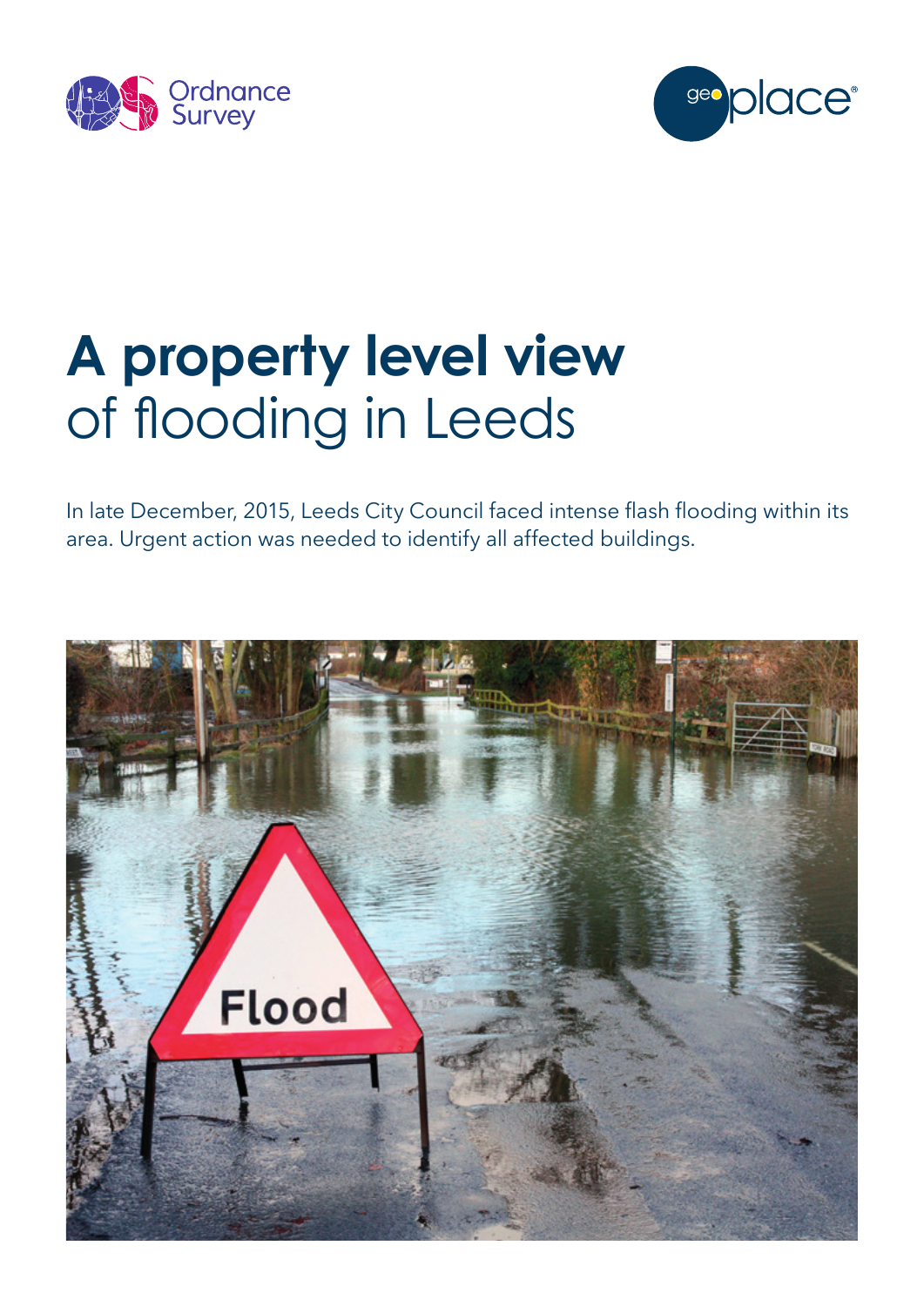# **A property level view** of flooding in Leeds

In late December, 2015, Leeds City Council faced intense flash flooding within its area. Urgent action was needed to identify all affected buildings.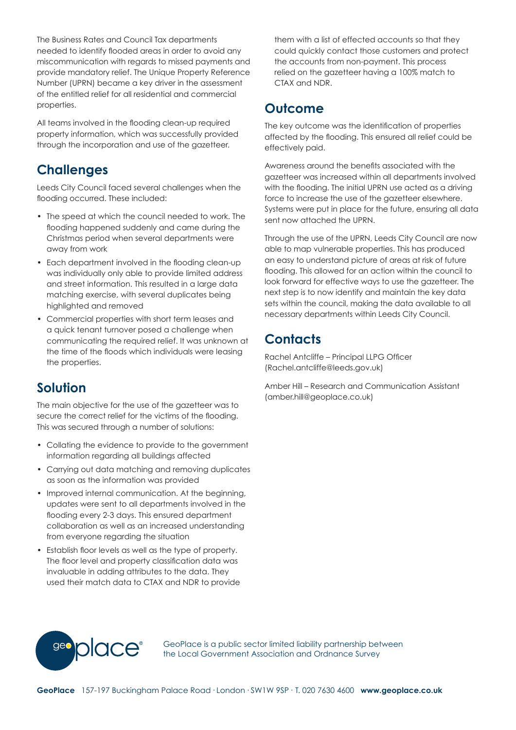The Business Rates and Council Tax departments needed to identify flooded areas in order to avoid any miscommunication with regards to missed payments and provide mandatory relief. The Unique Property Reference Number (UPRN) became a key driver in the assessment of the entitled relief for all residential and commercial properties.

All teams involved in the flooding clean-up required property information, which was successfully provided through the incorporation and use of the gazetteer.

## Challenges

Leeds City Council faced several challenges when the flooding occurred. These included:

- The speed at which the council needed to work. The flooding happened suddenly and came during the Christmas period when several departments were away from work
- Each department involved in the flooding clean-up was individually only able to provide limited address and street information. This resulted in a large data matching exercise, with several duplicates being highlighted and removed
- Commercial properties with short term leases and a quick tenant turnover posed a challenge when communicating the required relief. It was unknown at the time of the floods which individuals were leasing the properties.

## Solution

The main objective for the use of the gazetteer was to secure the correct relief for the victims of the flooding. This was secured through a number of solutions:

- Collating the evidence to provide to the government information regarding all buildings affected
- Carrying out data matching and removing duplicates as soon as the information was provided
- Improved internal communication. At the beginning, updates were sent to all departments involved in the flooding every 2-3 days. This ensured department collaboration as well as an increased understanding from everyone regarding the situation
- Establish floor levels as well as the type of property. The floor level and property classification data was invaluable in adding attributes to the data. They used their match data to CTAX and NDR to provide them with a list of effected accounts so that they could quickly contact those customers and protect the accounts from non-payment. This process relied on the gazetteer having a 100% match to CTAX and NDR.

## Outcome

The key outcome was the identification of properties affected by the flooding. This ensured all relief could be effectively paid.

Awareness around the benefits associated with the gazetteer was increased within all departments involved with the flooding. The initial UPRN use acted as a driving force to increase the use of the gazetteer elsewhere. Systems were put in place for the future, ensuring all data sent now attached the UPRN.

Through the use of the UPRN, Leeds City Council are now able to map vulnerable properties. This has produced an easy to understand picture of areas at risk of future flooding. This allowed for an action within the council to look forward for effective ways to use the gazetteer. The next step is to now identify and maintain the key data sets within the council, making the data available to all necessary departments within Leeds City Council.

## Contacts

Rachel Antcliffe – Principal LLPG Officer (Rachel.antcliffe@leeds.gov.uk)

Amber Hill – Research and Communication Assistant (amber.hill@geoplace.co.uk)

geoplace®

GeoPlace is a public sector limited liability partnership between the Local Government Association and Ordnance Survey

**GeoPlace** 157-197 Buckingham Palace Road · London · SW1W 9SP · T. 020 7630 4600 **www.geoplace.co.uk**